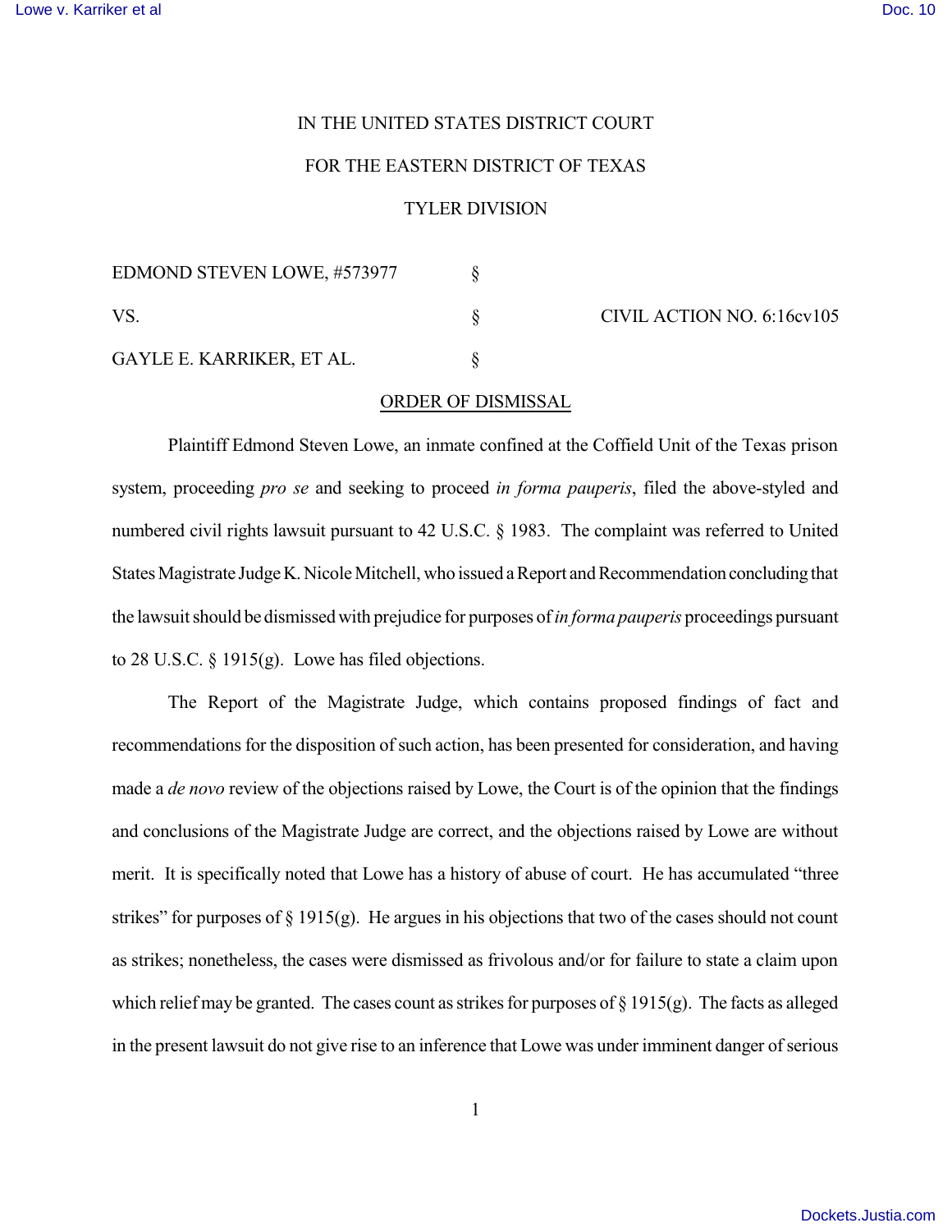IN THE UNITED STATES DISTRICT COURT

FOR THE EASTERN DISTRICT OF TEXAS

TYLER DIVISION

| | | |
|---|---|---|
| EDMOND STEVEN LOWE, #573977 | § | |
| VS. | § | CIVIL ACTION NO. 6:16cv105 |
| GAYLE E. KARRIKER, ET AL. | § | |

ORDER OF DISMISSAL

Plaintiff Edmond Steven Lowe, an inmate confined at the Coffield Unit of the Texas prison system, proceeding *pro se* and seeking to proceed *in forma pauperis*, filed the above-styled and numbered civil rights lawsuit pursuant to 42 U.S.C. § 1983. The complaint was referred to United States Magistrate Judge K. Nicole Mitchell, who issued a Report and Recommendation concluding that the lawsuit should be dismissed with prejudice for purposes of *in forma pauperis* proceedings pursuant to 28 U.S.C. § 1915(g). Lowe has filed objections.

The Report of the Magistrate Judge, which contains proposed findings of fact and recommendations for the disposition of such action, has been presented for consideration, and having made a *de novo* review of the objections raised by Lowe, the Court is of the opinion that the findings and conclusions of the Magistrate Judge are correct, and the objections raised by Lowe are without merit. It is specifically noted that Lowe has a history of abuse of court. He has accumulated "three strikes" for purposes of § 1915(g). He argues in his objections that two of the cases should not count as strikes; nonetheless, the cases were dismissed as frivolous and/or for failure to state a claim upon which relief may be granted. The cases count as strikes for purposes of § 1915(g). The facts as alleged in the present lawsuit do not give rise to an inference that Lowe was under imminent danger of serious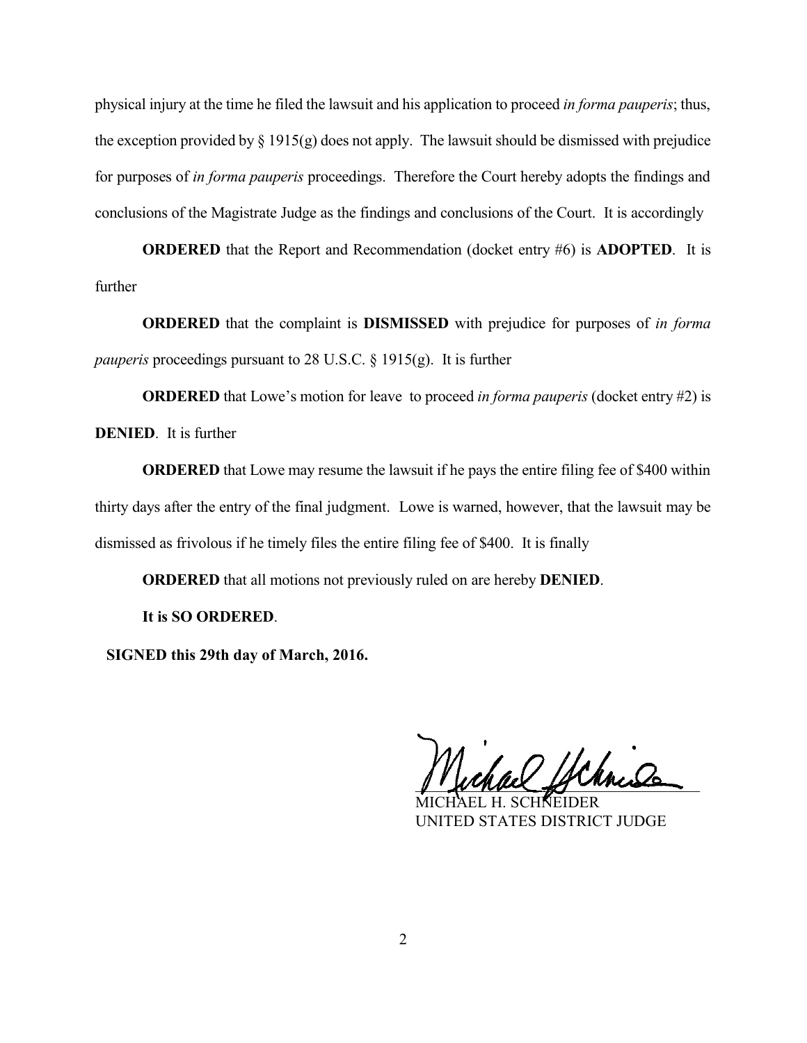physical injury at the time he filed the lawsuit and his application to proceed *in forma pauperis*; thus, the exception provided by § 1915(g) does not apply. The lawsuit should be dismissed with prejudice for purposes of *in forma pauperis* proceedings. Therefore the Court hereby adopts the findings and conclusions of the Magistrate Judge as the findings and conclusions of the Court. It is accordingly

**ORDERED** that the Report and Recommendation (docket entry #6) is **ADOPTED**. It is further

**ORDERED** that the complaint is **DISMISSED** with prejudice for purposes of *in forma pauperis* proceedings pursuant to 28 U.S.C. § 1915(g). It is further

**ORDERED** that Lowe's motion for leave to proceed *in forma pauperis* (docket entry #2) is **DENIED**. It is further

**ORDERED** that Lowe may resume the lawsuit if he pays the entire filing fee of $400 within thirty days after the entry of the final judgment. Lowe is warned, however, that the lawsuit may be dismissed as frivolous if he timely files the entire filing fee of $400. It is finally

**ORDERED** that all motions not previously ruled on are hereby **DENIED**.

**It is SO ORDERED**.

**SIGNED this 29th day of March, 2016.**

MICHAEL H. SCHNEIDER
UNITED STATES DISTRICT JUDGE